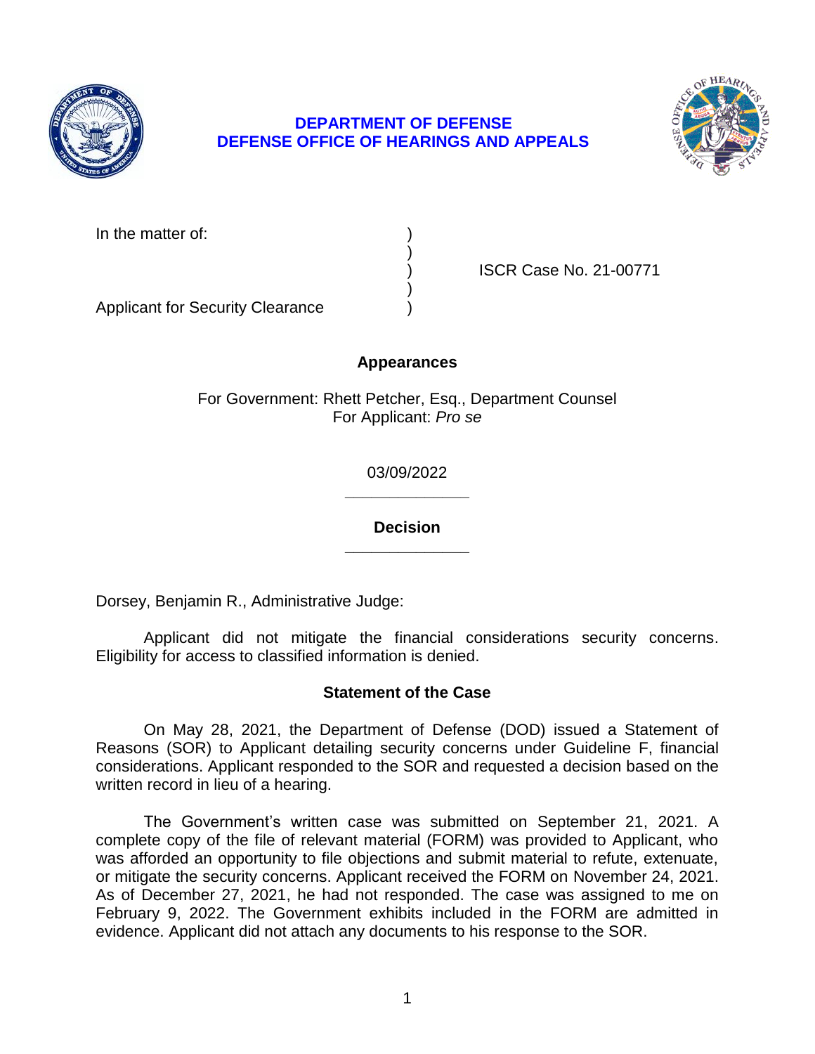**DEPARTMENT OF DEFENSE**
**DEFENSE OFFICE OF HEARINGS AND APPEALS**

In the matter of: )
)
) ISCR Case No. 21-00771
)
Applicant for Security Clearance )

## Appearances

For Government: Rhett Petcher, Esq., Department Counsel
For Applicant: *Pro se*

03/09/2022

______________

## Decision

______________

Dorsey, Benjamin R., Administrative Judge:

Applicant did not mitigate the financial considerations security concerns. Eligibility for access to classified information is denied.

## Statement of the Case

On May 28, 2021, the Department of Defense (DOD) issued a Statement of Reasons (SOR) to Applicant detailing security concerns under Guideline F, financial considerations. Applicant responded to the SOR and requested a decision based on the written record in lieu of a hearing.

The Government's written case was submitted on September 21, 2021. A complete copy of the file of relevant material (FORM) was provided to Applicant, who was afforded an opportunity to file objections and submit material to refute, extenuate, or mitigate the security concerns. Applicant received the FORM on November 24, 2021. As of December 27, 2021, he had not responded. The case was assigned to me on February 9, 2022. The Government exhibits included in the FORM are admitted in evidence. Applicant did not attach any documents to his response to the SOR.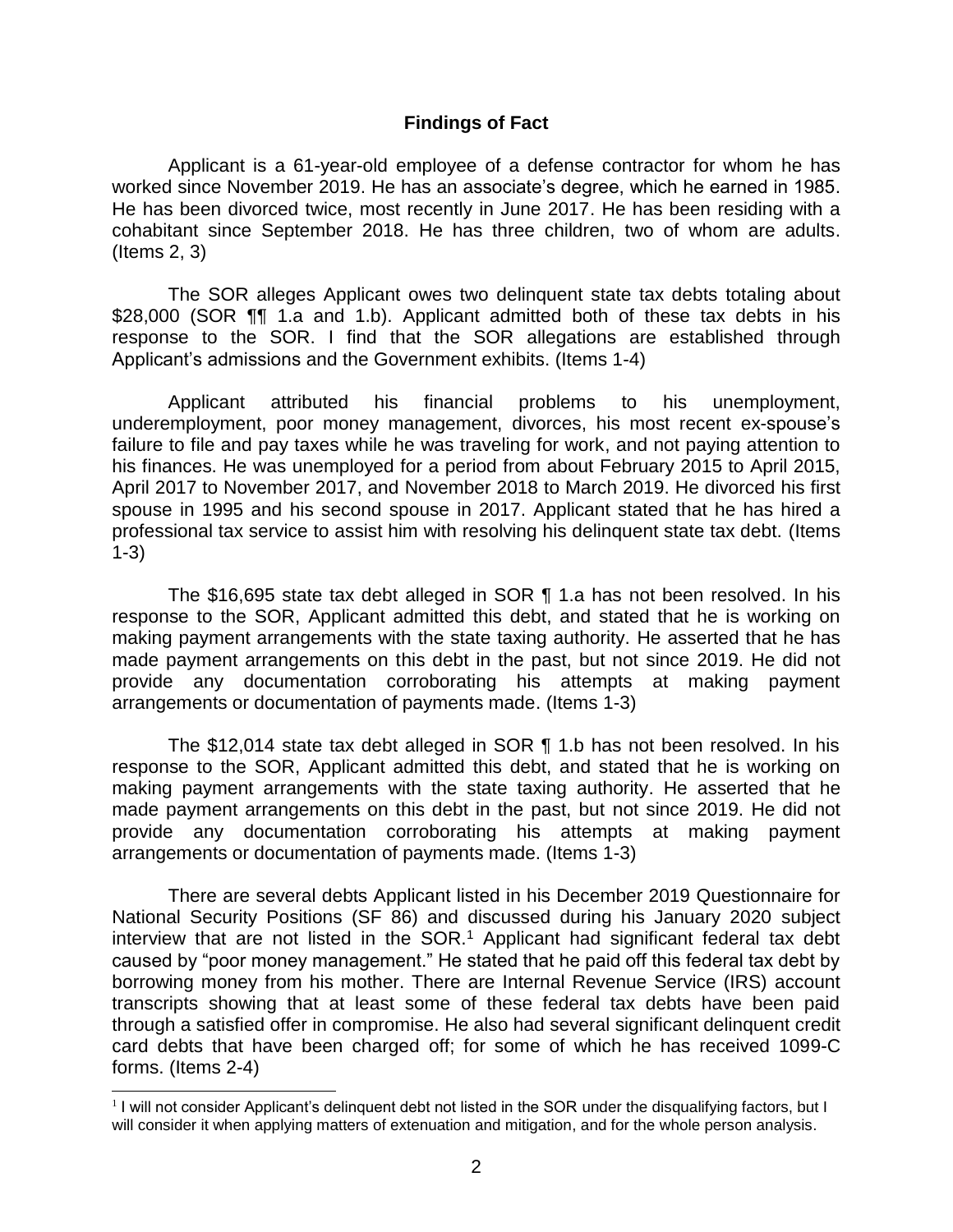## Findings of Fact

Applicant is a 61-year-old employee of a defense contractor for whom he has worked since November 2019. He has an associate's degree, which he earned in 1985. He has been divorced twice, most recently in June 2017. He has been residing with a cohabitant since September 2018. He has three children, two of whom are adults. (Items 2, 3)

The SOR alleges Applicant owes two delinquent state tax debts totaling about $28,000 (SOR ¶¶ 1.a and 1.b). Applicant admitted both of these tax debts in his response to the SOR. I find that the SOR allegations are established through Applicant's admissions and the Government exhibits. (Items 1-4)

Applicant attributed his financial problems to his unemployment, underemployment, poor money management, divorces, his most recent ex-spouse's failure to file and pay taxes while he was traveling for work, and not paying attention to his finances. He was unemployed for a period from about February 2015 to April 2015, April 2017 to November 2017, and November 2018 to March 2019. He divorced his first spouse in 1995 and his second spouse in 2017. Applicant stated that he has hired a professional tax service to assist him with resolving his delinquent state tax debt. (Items 1-3)

The $16,695 state tax debt alleged in SOR ¶ 1.a has not been resolved. In his response to the SOR, Applicant admitted this debt, and stated that he is working on making payment arrangements with the state taxing authority. He asserted that he has made payment arrangements on this debt in the past, but not since 2019. He did not provide any documentation corroborating his attempts at making payment arrangements or documentation of payments made. (Items 1-3)

The $12,014 state tax debt alleged in SOR ¶ 1.b has not been resolved. In his response to the SOR, Applicant admitted this debt, and stated that he is working on making payment arrangements with the state taxing authority. He asserted that he made payment arrangements on this debt in the past, but not since 2019. He did not provide any documentation corroborating his attempts at making payment arrangements or documentation of payments made. (Items 1-3)

There are several debts Applicant listed in his December 2019 Questionnaire for National Security Positions (SF 86) and discussed during his January 2020 subject interview that are not listed in the SOR.[1] Applicant had significant federal tax debt caused by "poor money management." He stated that he paid off this federal tax debt by borrowing money from his mother. There are Internal Revenue Service (IRS) account transcripts showing that at least some of these federal tax debts have been paid through a satisfied offer in compromise. He also had several significant delinquent credit card debts that have been charged off; for some of which he has received 1099-C forms. (Items 2-4)

[1] I will not consider Applicant's delinquent debt not listed in the SOR under the disqualifying factors, but I will consider it when applying matters of extenuation and mitigation, and for the whole person analysis.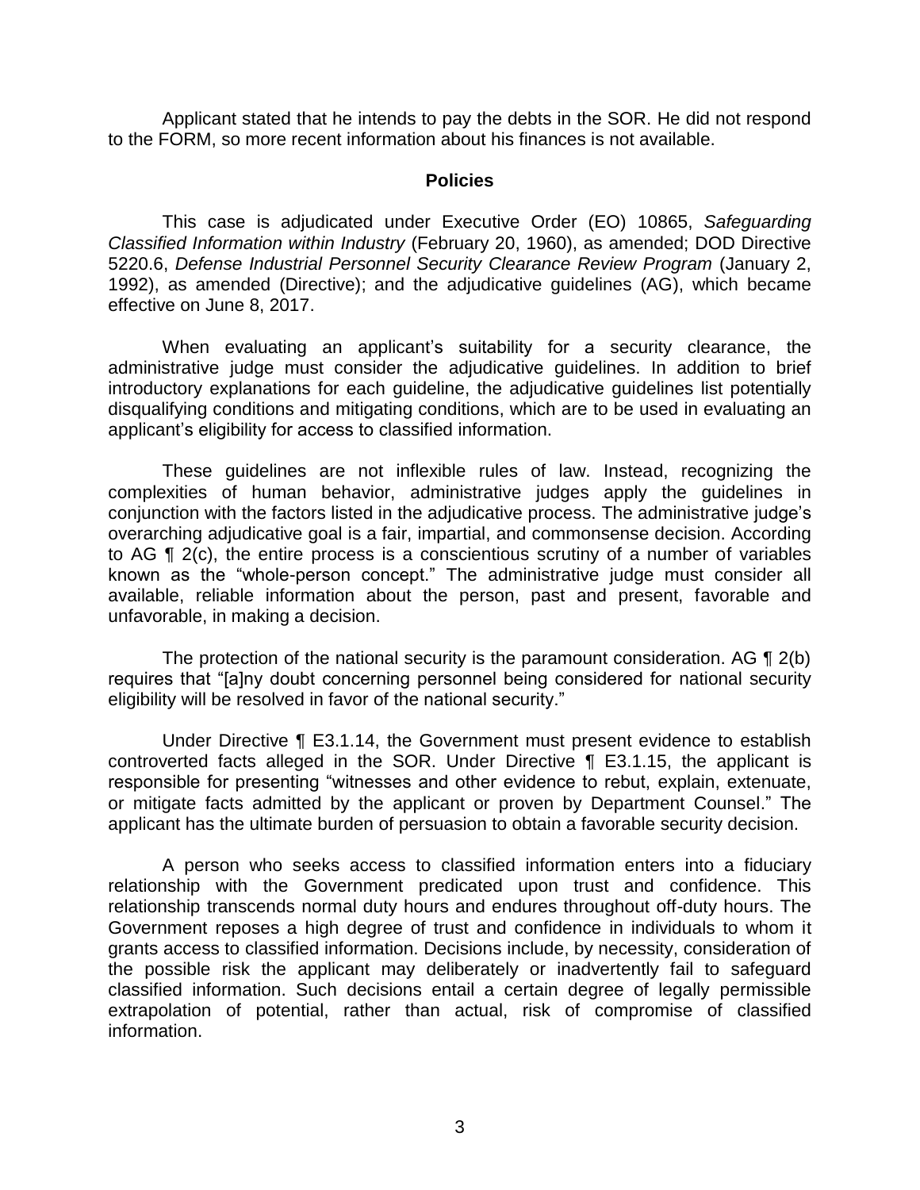Applicant stated that he intends to pay the debts in the SOR. He did not respond to the FORM, so more recent information about his finances is not available.

## Policies

This case is adjudicated under Executive Order (EO) 10865, *Safeguarding Classified Information within Industry* (February 20, 1960), as amended; DOD Directive 5220.6, *Defense Industrial Personnel Security Clearance Review Program* (January 2, 1992), as amended (Directive); and the adjudicative guidelines (AG), which became effective on June 8, 2017.

When evaluating an applicant's suitability for a security clearance, the administrative judge must consider the adjudicative guidelines. In addition to brief introductory explanations for each guideline, the adjudicative guidelines list potentially disqualifying conditions and mitigating conditions, which are to be used in evaluating an applicant's eligibility for access to classified information.

These guidelines are not inflexible rules of law. Instead, recognizing the complexities of human behavior, administrative judges apply the guidelines in conjunction with the factors listed in the adjudicative process. The administrative judge's overarching adjudicative goal is a fair, impartial, and commonsense decision. According to AG ¶ 2(c), the entire process is a conscientious scrutiny of a number of variables known as the "whole-person concept." The administrative judge must consider all available, reliable information about the person, past and present, favorable and unfavorable, in making a decision.

The protection of the national security is the paramount consideration. AG ¶ 2(b) requires that "[a]ny doubt concerning personnel being considered for national security eligibility will be resolved in favor of the national security."

Under Directive ¶ E3.1.14, the Government must present evidence to establish controverted facts alleged in the SOR. Under Directive ¶ E3.1.15, the applicant is responsible for presenting "witnesses and other evidence to rebut, explain, extenuate, or mitigate facts admitted by the applicant or proven by Department Counsel." The applicant has the ultimate burden of persuasion to obtain a favorable security decision.

A person who seeks access to classified information enters into a fiduciary relationship with the Government predicated upon trust and confidence. This relationship transcends normal duty hours and endures throughout off-duty hours. The Government reposes a high degree of trust and confidence in individuals to whom it grants access to classified information. Decisions include, by necessity, consideration of the possible risk the applicant may deliberately or inadvertently fail to safeguard classified information. Such decisions entail a certain degree of legally permissible extrapolation of potential, rather than actual, risk of compromise of classified information.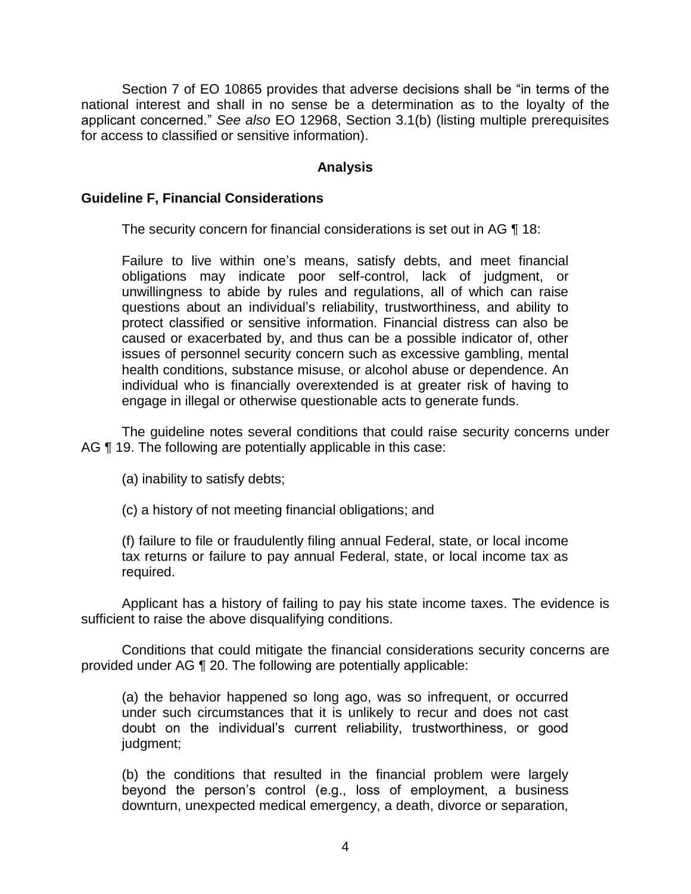Section 7 of EO 10865 provides that adverse decisions shall be "in terms of the national interest and shall in no sense be a determination as to the loyalty of the applicant concerned." *See also* EO 12968, Section 3.1(b) (listing multiple prerequisites for access to classified or sensitive information).

## Analysis

### Guideline F, Financial Considerations

The security concern for financial considerations is set out in AG ¶ 18:

> Failure to live within one's means, satisfy debts, and meet financial obligations may indicate poor self-control, lack of judgment, or unwillingness to abide by rules and regulations, all of which can raise questions about an individual's reliability, trustworthiness, and ability to protect classified or sensitive information. Financial distress can also be caused or exacerbated by, and thus can be a possible indicator of, other issues of personnel security concern such as excessive gambling, mental health conditions, substance misuse, or alcohol abuse or dependence. An individual who is financially overextended is at greater risk of having to engage in illegal or otherwise questionable acts to generate funds.

The guideline notes several conditions that could raise security concerns under AG ¶ 19. The following are potentially applicable in this case:

> (a) inability to satisfy debts;
>
> (c) a history of not meeting financial obligations; and
>
> (f) failure to file or fraudulently filing annual Federal, state, or local income tax returns or failure to pay annual Federal, state, or local income tax as required.

Applicant has a history of failing to pay his state income taxes. The evidence is sufficient to raise the above disqualifying conditions.

Conditions that could mitigate the financial considerations security concerns are provided under AG ¶ 20. The following are potentially applicable:

> (a) the behavior happened so long ago, was so infrequent, or occurred under such circumstances that it is unlikely to recur and does not cast doubt on the individual's current reliability, trustworthiness, or good judgment;
>
> (b) the conditions that resulted in the financial problem were largely beyond the person's control (e.g., loss of employment, a business downturn, unexpected medical emergency, a death, divorce or separation,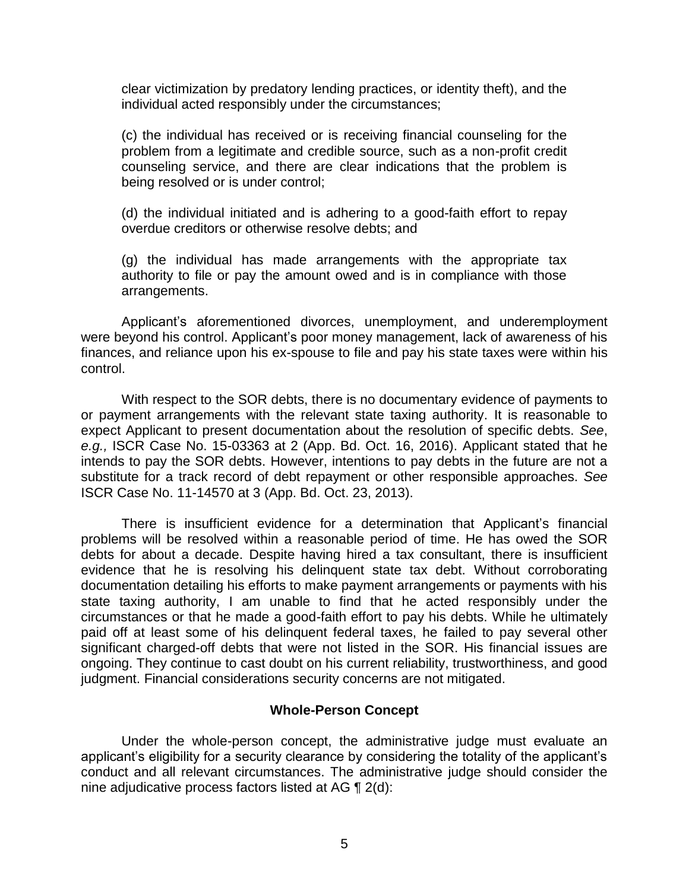clear victimization by predatory lending practices, or identity theft), and the individual acted responsibly under the circumstances;

(c) the individual has received or is receiving financial counseling for the problem from a legitimate and credible source, such as a non-profit credit counseling service, and there are clear indications that the problem is being resolved or is under control;

(d) the individual initiated and is adhering to a good-faith effort to repay overdue creditors or otherwise resolve debts; and

(g) the individual has made arrangements with the appropriate tax authority to file or pay the amount owed and is in compliance with those arrangements.

Applicant's aforementioned divorces, unemployment, and underemployment were beyond his control. Applicant's poor money management, lack of awareness of his finances, and reliance upon his ex-spouse to file and pay his state taxes were within his control.

With respect to the SOR debts, there is no documentary evidence of payments to or payment arrangements with the relevant state taxing authority. It is reasonable to expect Applicant to present documentation about the resolution of specific debts. *See*, *e.g.,* ISCR Case No. 15-03363 at 2 (App. Bd. Oct. 16, 2016). Applicant stated that he intends to pay the SOR debts. However, intentions to pay debts in the future are not a substitute for a track record of debt repayment or other responsible approaches. *See* ISCR Case No. 11-14570 at 3 (App. Bd. Oct. 23, 2013).

There is insufficient evidence for a determination that Applicant's financial problems will be resolved within a reasonable period of time. He has owed the SOR debts for about a decade. Despite having hired a tax consultant, there is insufficient evidence that he is resolving his delinquent state tax debt. Without corroborating documentation detailing his efforts to make payment arrangements or payments with his state taxing authority, I am unable to find that he acted responsibly under the circumstances or that he made a good-faith effort to pay his debts. While he ultimately paid off at least some of his delinquent federal taxes, he failed to pay several other significant charged-off debts that were not listed in the SOR. His financial issues are ongoing. They continue to cast doubt on his current reliability, trustworthiness, and good judgment. Financial considerations security concerns are not mitigated.

### Whole-Person Concept

Under the whole-person concept, the administrative judge must evaluate an applicant's eligibility for a security clearance by considering the totality of the applicant's conduct and all relevant circumstances. The administrative judge should consider the nine adjudicative process factors listed at AG ¶ 2(d):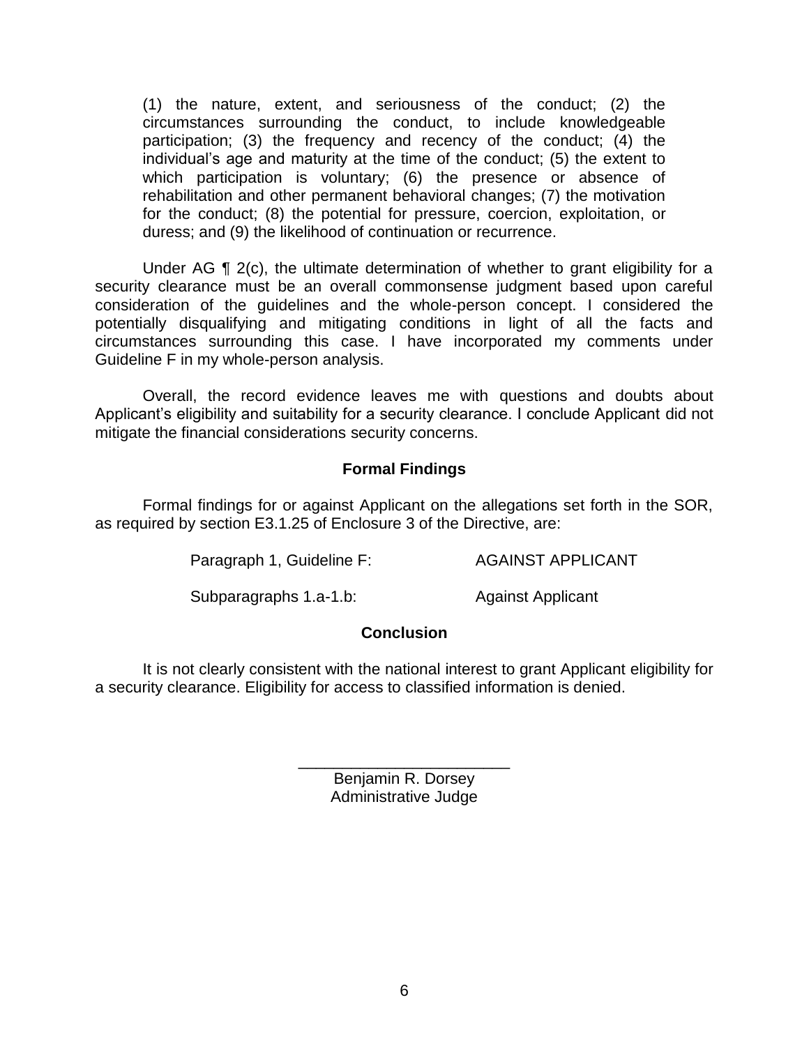> (1) the nature, extent, and seriousness of the conduct; (2) the circumstances surrounding the conduct, to include knowledgeable participation; (3) the frequency and recency of the conduct; (4) the individual's age and maturity at the time of the conduct; (5) the extent to which participation is voluntary; (6) the presence or absence of rehabilitation and other permanent behavioral changes; (7) the motivation for the conduct; (8) the potential for pressure, coercion, exploitation, or duress; and (9) the likelihood of continuation or recurrence.

Under AG ¶ 2(c), the ultimate determination of whether to grant eligibility for a security clearance must be an overall commonsense judgment based upon careful consideration of the guidelines and the whole-person concept. I considered the potentially disqualifying and mitigating conditions in light of all the facts and circumstances surrounding this case. I have incorporated my comments under Guideline F in my whole-person analysis.

Overall, the record evidence leaves me with questions and doubts about Applicant's eligibility and suitability for a security clearance. I conclude Applicant did not mitigate the financial considerations security concerns.

## Formal Findings

Formal findings for or against Applicant on the allegations set forth in the SOR, as required by section E3.1.25 of Enclosure 3 of the Directive, are:

| | |
|---|---|
| Paragraph 1, Guideline F: | AGAINST APPLICANT |
| Subparagraphs 1.a-1.b: | Against Applicant |

## Conclusion

It is not clearly consistent with the national interest to grant Applicant eligibility for a security clearance. Eligibility for access to classified information is denied.

________________________
Benjamin R. Dorsey
Administrative Judge